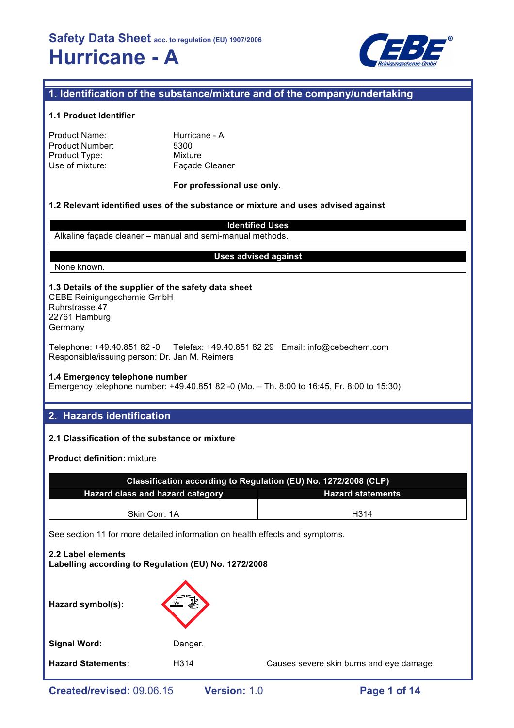# Safety Data Sheet acc. to regulation (EU) 1907/2006

# Hurricane - A

## 1. Identification of the substance/mixture and of the company/undertaking

### 1.1 Product Identifier

| | |
|---|---|
| Product Name: | Hurricane - A |
| Product Number: | 5300 |
| Product Type: | Mixture |
| Use of mixture: | Façade Cleaner |

**For professional use only.**

### 1.2 Relevant identified uses of the substance or mixture and uses advised against

| Identified Uses |
|---|
| Alkaline façade cleaner – manual and semi-manual methods. |

| Uses advised against |
|---|
| None known. |

### 1.3 Details of the supplier of the safety data sheet

CEBE Reinigungschemie GmbH
Ruhrstrasse 47
22761 Hamburg
Germany

Telephone: +49.40.851 82 -0 Telefax: +49.40.851 82 29 Email: info@cebechem.com
Responsible/issuing person: Dr. Jan M. Reimers

### 1.4 Emergency telephone number

Emergency telephone number: +49.40.851 82 -0 (Mo. – Th. 8:00 to 16:45, Fr. 8:00 to 15:30)

## 2. Hazards identification

### 2.1 Classification of the substance or mixture

**Product definition:** mixture

| Classification according to Regulation (EU) No. 1272/2008 (CLP) | |
|---|---|
| **Hazard class and hazard category** | **Hazard statements** |
| Skin Corr. 1A | H314 |

See section 11 for more detailed information on health effects and symptoms.

### 2.2 Label elements

**Labelling according to Regulation (EU) No. 1272/2008**

**Hazard symbol(s):**

**Signal Word:** Danger.

**Hazard Statements:** H314 Causes severe skin burns and eye damage.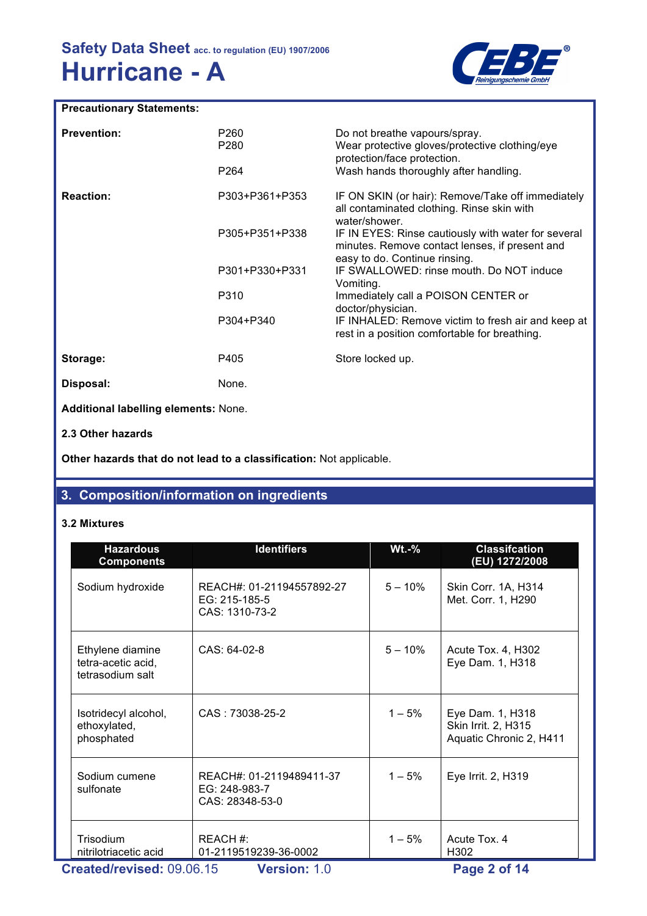**Precautionary Statements:**

| | | |
|---|---|---|
| **Prevention:** | P260 | Do not breathe vapours/spray. |
| | P280 | Wear protective gloves/protective clothing/eye protection/face protection. |
| | P264 | Wash hands thoroughly after handling. |
| **Reaction:** | P303+P361+P353 | IF ON SKIN (or hair): Remove/Take off immediately all contaminated clothing. Rinse skin with water/shower. |
| | P305+P351+P338 | IF IN EYES: Rinse cautiously with water for several minutes. Remove contact lenses, if present and easy to do. Continue rinsing. |
| | P301+P330+P331 | IF SWALLOWED: rinse mouth. Do NOT induce Vomiting. |
| | P310 | Immediately call a POISON CENTER or doctor/physician. |
| | P304+P340 | IF INHALED: Remove victim to fresh air and keep at rest in a position comfortable for breathing. |
| **Storage:** | P405 | Store locked up. |
| **Disposal:** | None. | |

**Additional labelling elements:** None.

**2.3 Other hazards**

**Other hazards that do not lead to a classification:** Not applicable.

## 3. Composition/information on ingredients

**3.2 Mixtures**

| Hazardous Components | Identifiers | Wt.-% | Classifcation (EU) 1272/2008 |
|---|---|---|---|
| Sodium hydroxide | REACH#: 01-21194557892-27<br>EG: 215-185-5<br>CAS: 1310-73-2 | 5 – 10% | Skin Corr. 1A, H314<br>Met. Corr. 1, H290 |
| Ethylene diamine tetra-acetic acid, tetrasodium salt | CAS: 64-02-8 | 5 – 10% | Acute Tox. 4, H302<br>Eye Dam. 1, H318 |
| Isotridecyl alcohol, ethoxylated, phosphated | CAS : 73038-25-2 | 1 – 5% | Eye Dam. 1, H318<br>Skin Irrit. 2, H315<br>Aquatic Chronic 2, H411 |
| Sodium cumene sulfonate | REACH#: 01-2119489411-37<br>EG: 248-983-7<br>CAS: 28348-53-0 | 1 – 5% | Eye Irrit. 2, H319 |
| Trisodium nitrilotriacetic acid | REACH #: 01-2119519239-36-0002 | 1 – 5% | Acute Tox. 4 H302 |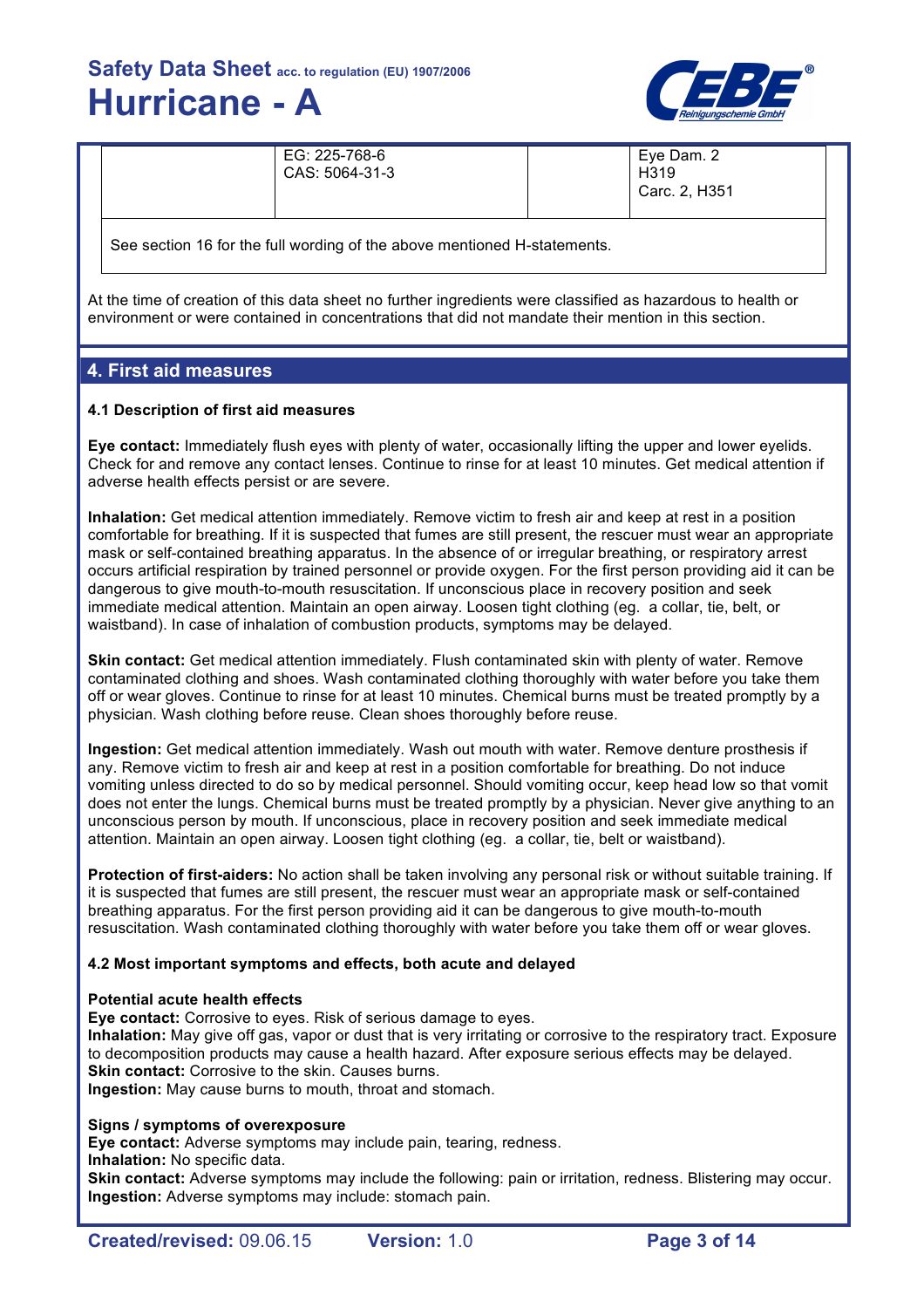|  | EG: 225-768-6<br>CAS: 5064-31-3 |  | Eye Dam. 2<br>H319<br>Carc. 2, H351 |
|---|---|---|---|
| See section 16 for the full wording of the above mentioned H-statements. | | | |

At the time of creation of this data sheet no further ingredients were classified as hazardous to health or environment or were contained in concentrations that did not mandate their mention in this section.

## 4. First aid measures

### 4.1 Description of first aid measures

**Eye contact:** Immediately flush eyes with plenty of water, occasionally lifting the upper and lower eyelids. Check for and remove any contact lenses. Continue to rinse for at least 10 minutes. Get medical attention if adverse health effects persist or are severe.

**Inhalation:** Get medical attention immediately. Remove victim to fresh air and keep at rest in a position comfortable for breathing. If it is suspected that fumes are still present, the rescuer must wear an appropriate mask or self-contained breathing apparatus. In the absence of or irregular breathing, or respiratory arrest occurs artificial respiration by trained personnel or provide oxygen. For the first person providing aid it can be dangerous to give mouth-to-mouth resuscitation. If unconscious place in recovery position and seek immediate medical attention. Maintain an open airway. Loosen tight clothing (eg. a collar, tie, belt, or waistband). In case of inhalation of combustion products, symptoms may be delayed.

**Skin contact:** Get medical attention immediately. Flush contaminated skin with plenty of water. Remove contaminated clothing and shoes. Wash contaminated clothing thoroughly with water before you take them off or wear gloves. Continue to rinse for at least 10 minutes. Chemical burns must be treated promptly by a physician. Wash clothing before reuse. Clean shoes thoroughly before reuse.

**Ingestion:** Get medical attention immediately. Wash out mouth with water. Remove denture prosthesis if any. Remove victim to fresh air and keep at rest in a position comfortable for breathing. Do not induce vomiting unless directed to do so by medical personnel. Should vomiting occur, keep head low so that vomit does not enter the lungs. Chemical burns must be treated promptly by a physician. Never give anything to an unconscious person by mouth. If unconscious, place in recovery position and seek immediate medical attention. Maintain an open airway. Loosen tight clothing (eg. a collar, tie, belt or waistband).

**Protection of first-aiders:** No action shall be taken involving any personal risk or without suitable training. If it is suspected that fumes are still present, the rescuer must wear an appropriate mask or self-contained breathing apparatus. For the first person providing aid it can be dangerous to give mouth-to-mouth resuscitation. Wash contaminated clothing thoroughly with water before you take them off or wear gloves.

### 4.2 Most important symptoms and effects, both acute and delayed

**Potential acute health effects**
**Eye contact:** Corrosive to eyes. Risk of serious damage to eyes.
**Inhalation:** May give off gas, vapor or dust that is very irritating or corrosive to the respiratory tract. Exposure to decomposition products may cause a health hazard. After exposure serious effects may be delayed.
**Skin contact:** Corrosive to the skin. Causes burns.
**Ingestion:** May cause burns to mouth, throat and stomach.

**Signs / symptoms of overexposure**
**Eye contact:** Adverse symptoms may include pain, tearing, redness.
**Inhalation:** No specific data.
**Skin contact:** Adverse symptoms may include the following: pain or irritation, redness. Blistering may occur.
**Ingestion:** Adverse symptoms may include: stomach pain.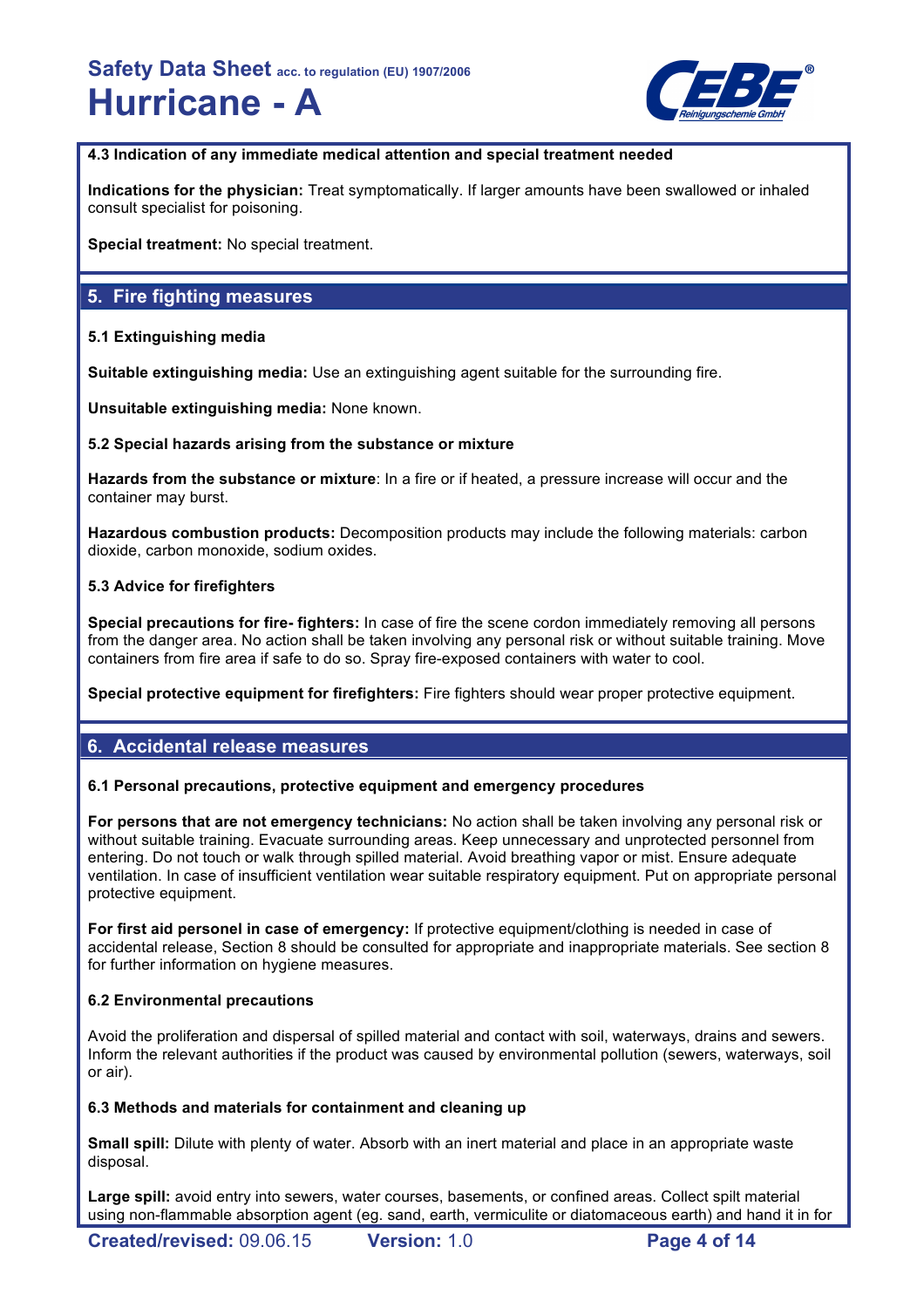### 4.3 Indication of any immediate medical attention and special treatment needed

**Indications for the physician:** Treat symptomatically. If larger amounts have been swallowed or inhaled consult specialist for poisoning.

**Special treatment:** No special treatment.

## 5. Fire fighting measures

### 5.1 Extinguishing media

**Suitable extinguishing media:** Use an extinguishing agent suitable for the surrounding fire.

**Unsuitable extinguishing media:** None known.

### 5.2 Special hazards arising from the substance or mixture

**Hazards from the substance or mixture**: In a fire or if heated, a pressure increase will occur and the container may burst.

**Hazardous combustion products:** Decomposition products may include the following materials: carbon dioxide, carbon monoxide, sodium oxides.

### 5.3 Advice for firefighters

**Special precautions for fire- fighters:** In case of fire the scene cordon immediately removing all persons from the danger area. No action shall be taken involving any personal risk or without suitable training. Move containers from fire area if safe to do so. Spray fire-exposed containers with water to cool.

**Special protective equipment for firefighters:** Fire fighters should wear proper protective equipment.

## 6. Accidental release measures

### 6.1 Personal precautions, protective equipment and emergency procedures

**For persons that are not emergency technicians:** No action shall be taken involving any personal risk or without suitable training. Evacuate surrounding areas. Keep unnecessary and unprotected personnel from entering. Do not touch or walk through spilled material. Avoid breathing vapor or mist. Ensure adequate ventilation. In case of insufficient ventilation wear suitable respiratory equipment. Put on appropriate personal protective equipment.

**For first aid personel in case of emergency:** If protective equipment/clothing is needed in case of accidental release, Section 8 should be consulted for appropriate and inappropriate materials. See section 8 for further information on hygiene measures.

### 6.2 Environmental precautions

Avoid the proliferation and dispersal of spilled material and contact with soil, waterways, drains and sewers. Inform the relevant authorities if the product was caused by environmental pollution (sewers, waterways, soil or air).

### 6.3 Methods and materials for containment and cleaning up

**Small spill:** Dilute with plenty of water. Absorb with an inert material and place in an appropriate waste disposal.

**Large spill:** avoid entry into sewers, water courses, basements, or confined areas. Collect spilt material using non-flammable absorption agent (eg. sand, earth, vermiculite or diatomaceous earth) and hand it in for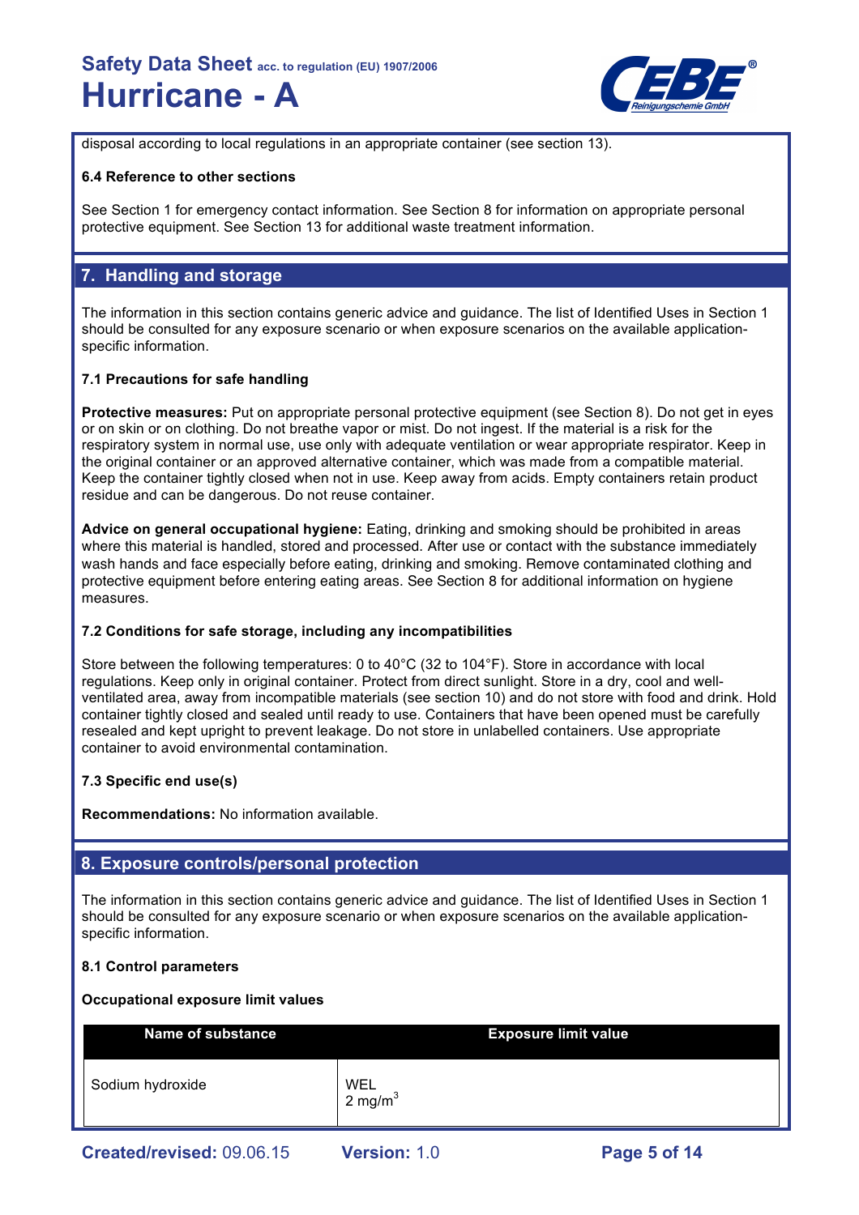disposal according to local regulations in an appropriate container (see section 13).

### 6.4 Reference to other sections

See Section 1 for emergency contact information. See Section 8 for information on appropriate personal protective equipment. See Section 13 for additional waste treatment information.

## 7. Handling and storage

The information in this section contains generic advice and guidance. The list of Identified Uses in Section 1 should be consulted for any exposure scenario or when exposure scenarios on the available application-specific information.

### 7.1 Precautions for safe handling

**Protective measures:** Put on appropriate personal protective equipment (see Section 8). Do not get in eyes or on skin or on clothing. Do not breathe vapor or mist. Do not ingest. If the material is a risk for the respiratory system in normal use, use only with adequate ventilation or wear appropriate respirator. Keep in the original container or an approved alternative container, which was made from a compatible material. Keep the container tightly closed when not in use. Keep away from acids. Empty containers retain product residue and can be dangerous. Do not reuse container.

**Advice on general occupational hygiene:** Eating, drinking and smoking should be prohibited in areas where this material is handled, stored and processed. After use or contact with the substance immediately wash hands and face especially before eating, drinking and smoking. Remove contaminated clothing and protective equipment before entering eating areas. See Section 8 for additional information on hygiene measures.

### 7.2 Conditions for safe storage, including any incompatibilities

Store between the following temperatures: 0 to 40°C (32 to 104°F). Store in accordance with local regulations. Keep only in original container. Protect from direct sunlight. Store in a dry, cool and well-ventilated area, away from incompatible materials (see section 10) and do not store with food and drink. Hold container tightly closed and sealed until ready to use. Containers that have been opened must be carefully resealed and kept upright to prevent leakage. Do not store in unlabelled containers. Use appropriate container to avoid environmental contamination.

### 7.3 Specific end use(s)

**Recommendations:** No information available.

## 8. Exposure controls/personal protection

The information in this section contains generic advice and guidance. The list of Identified Uses in Section 1 should be consulted for any exposure scenario or when exposure scenarios on the available application-specific information.

### 8.1 Control parameters

**Occupational exposure limit values**

| Name of substance | Exposure limit value |
| --- | --- |
| Sodium hydroxide | WEL<br>2 $mg/m^3$ |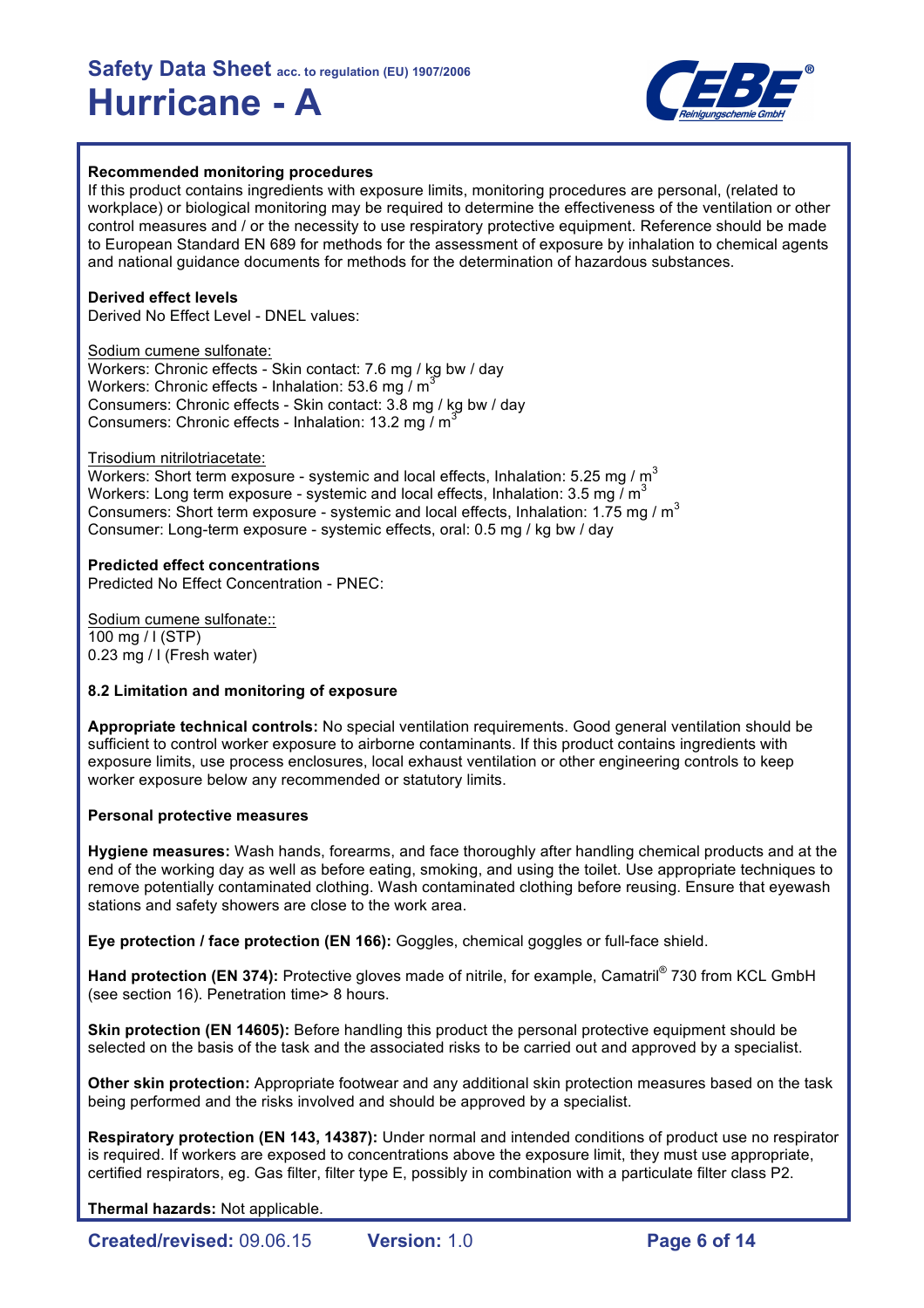**Recommended monitoring procedures**

If this product contains ingredients with exposure limits, monitoring procedures are personal, (related to workplace) or biological monitoring may be required to determine the effectiveness of the ventilation or other control measures and / or the necessity to use respiratory protective equipment. Reference should be made to European Standard EN 689 for methods for the assessment of exposure by inhalation to chemical agents and national guidance documents for methods for the determination of hazardous substances.

**Derived effect levels**

Derived No Effect Level - DNEL values:

Sodium cumene sulfonate:

Workers: Chronic effects - Skin contact: 7.6 mg / kg bw / day
Workers: Chronic effects - Inhalation: 53.6 mg / $m^3$
Consumers: Chronic effects - Skin contact: 3.8 mg / kg bw / day
Consumers: Chronic effects - Inhalation: 13.2 mg / $m^3$

Trisodium nitrilotriacetate:

Workers: Short term exposure - systemic and local effects, Inhalation: 5.25 mg / $m^3$
Workers: Long term exposure - systemic and local effects, Inhalation: 3.5 mg / $m^3$
Consumers: Short term exposure - systemic and local effects, Inhalation: 1.75 mg / $m^3$
Consumer: Long-term exposure - systemic effects, oral: 0.5 mg / kg bw / day

**Predicted effect concentrations**

Predicted No Effect Concentration - PNEC:

Sodium cumene sulfonate::

100 mg / l (STP)
0.23 mg / l (Fresh water)

**8.2 Limitation and monitoring of exposure**

**Appropriate technical controls:** No special ventilation requirements. Good general ventilation should be sufficient to control worker exposure to airborne contaminants. If this product contains ingredients with exposure limits, use process enclosures, local exhaust ventilation or other engineering controls to keep worker exposure below any recommended or statutory limits.

**Personal protective measures**

**Hygiene measures:** Wash hands, forearms, and face thoroughly after handling chemical products and at the end of the working day as well as before eating, smoking, and using the toilet. Use appropriate techniques to remove potentially contaminated clothing. Wash contaminated clothing before reusing. Ensure that eyewash stations and safety showers are close to the work area.

**Eye protection / face protection (EN 166):** Goggles, chemical goggles or full-face shield.

**Hand protection (EN 374):** Protective gloves made of nitrile, for example, Camatril® 730 from KCL GmbH (see section 16). Penetration time> 8 hours.

**Skin protection (EN 14605):** Before handling this product the personal protective equipment should be selected on the basis of the task and the associated risks to be carried out and approved by a specialist.

**Other skin protection:** Appropriate footwear and any additional skin protection measures based on the task being performed and the risks involved and should be approved by a specialist.

**Respiratory protection (EN 143, 14387):** Under normal and intended conditions of product use no respirator is required. If workers are exposed to concentrations above the exposure limit, they must use appropriate, certified respirators, eg. Gas filter, filter type E, possibly in combination with a particulate filter class P2.

**Thermal hazards:** Not applicable.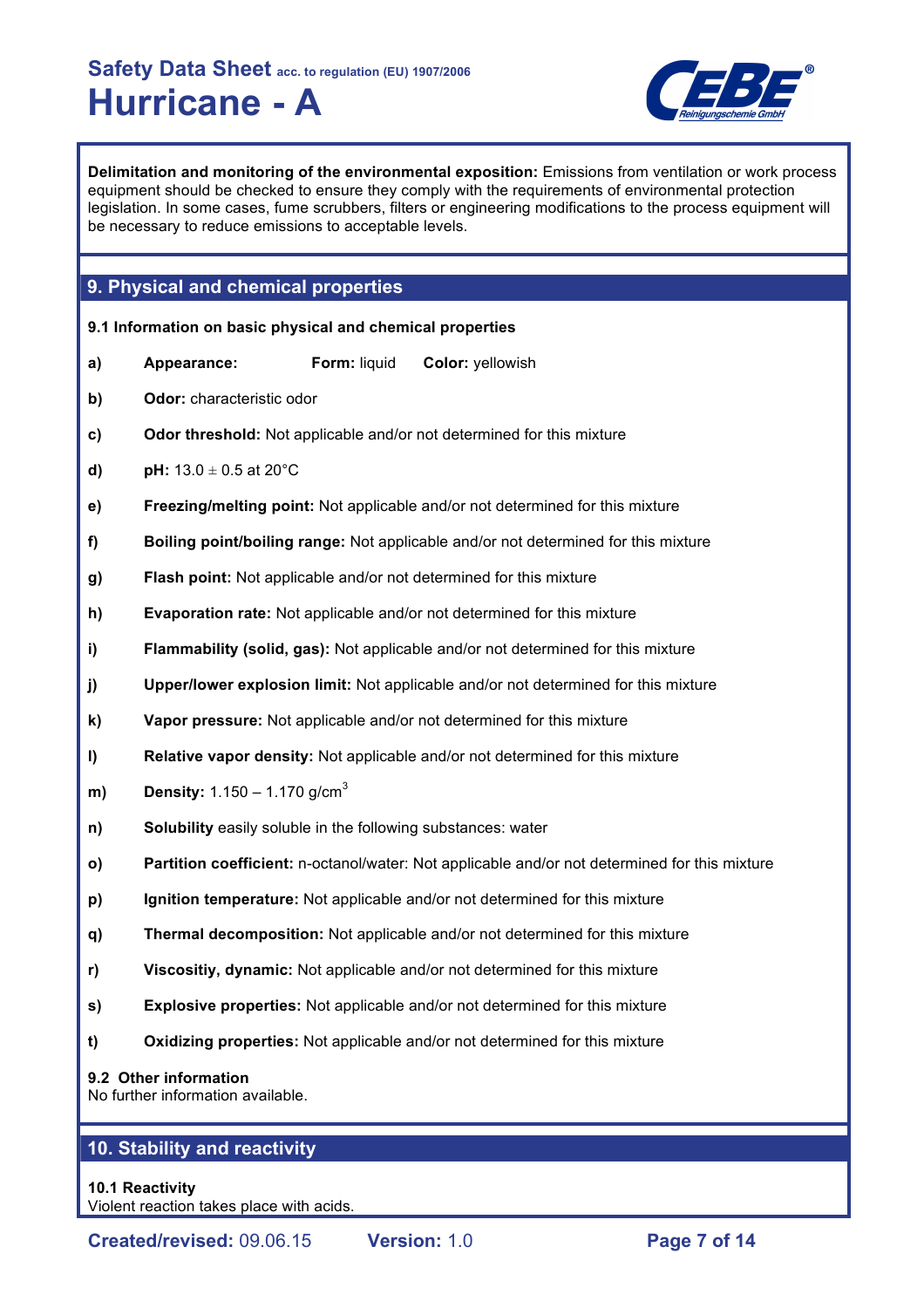**Delimitation and monitoring of the environmental exposition:** Emissions from ventilation or work process equipment should be checked to ensure they comply with the requirements of environmental protection legislation. In some cases, fume scrubbers, filters or engineering modifications to the process equipment will be necessary to reduce emissions to acceptable levels.

## 9. Physical and chemical properties

### 9.1 Information on basic physical and chemical properties

- **a)** **Appearance:** **Form:** liquid **Color:** yellowish
- **b)** **Odor:** characteristic odor
- **c)** **Odor threshold:** Not applicable and/or not determined for this mixture
- **d)** **pH:** 13.0 ± 0.5 at 20°C
- **e)** **Freezing/melting point:** Not applicable and/or not determined for this mixture
- **f)** **Boiling point/boiling range:** Not applicable and/or not determined for this mixture
- **g)** **Flash point:** Not applicable and/or not determined for this mixture
- **h)** **Evaporation rate:** Not applicable and/or not determined for this mixture
- **i)** **Flammability (solid, gas):** Not applicable and/or not determined for this mixture
- **j)** **Upper/lower explosion limit:** Not applicable and/or not determined for this mixture
- **k)** **Vapor pressure:** Not applicable and/or not determined for this mixture
- **l)** **Relative vapor density:** Not applicable and/or not determined for this mixture
- **m)** **Density:** 1.150 – 1.170 g/cm$^3$
- **n)** **Solubility** easily soluble in the following substances: water
- **o)** **Partition coefficient:** n-octanol/water: Not applicable and/or not determined for this mixture
- **p)** **Ignition temperature:** Not applicable and/or not determined for this mixture
- **q)** **Thermal decomposition:** Not applicable and/or not determined for this mixture
- **r)** **Viscositiy, dynamic:** Not applicable and/or not determined for this mixture
- **s)** **Explosive properties:** Not applicable and/or not determined for this mixture
- **t)** **Oxidizing properties:** Not applicable and/or not determined for this mixture

### 9.2 Other information

No further information available.

## 10. Stability and reactivity

### 10.1 Reactivity

Violent reaction takes place with acids.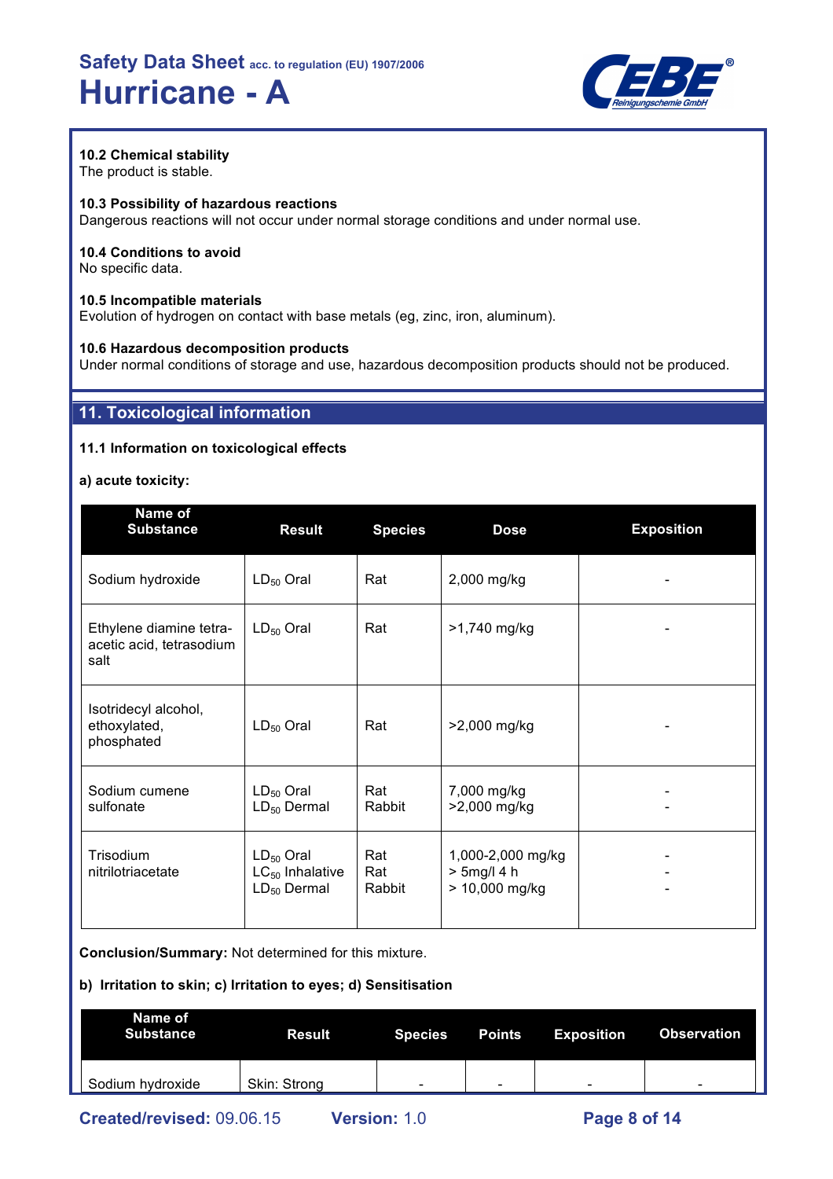### 10.2 Chemical stability

The product is stable.

### 10.3 Possibility of hazardous reactions

Dangerous reactions will not occur under normal storage conditions and under normal use.

### 10.4 Conditions to avoid

No specific data.

### 10.5 Incompatible materials

Evolution of hydrogen on contact with base metals (eg, zinc, iron, aluminum).

### 10.6 Hazardous decomposition products

Under normal conditions of storage and use, hazardous decomposition products should not be produced.

## 11. Toxicological information

### 11.1 Information on toxicological effects

**a) acute toxicity:**

| Name of Substance | Result | Species | Dose | Exposition |
|---|---|---|---|---|
| Sodium hydroxide | $LD_{50}$ Oral | Rat | 2,000 mg/kg | - |
| Ethylene diamine tetra-acetic acid, tetrasodium salt | $LD_{50}$ Oral | Rat | >1,740 mg/kg | - |
| Isotridecyl alcohol, ethoxylated, phosphated | $LD_{50}$ Oral | Rat | >2,000 mg/kg | - |
| Sodium cumene sulfonate | $LD_{50}$ Oral<br>$LD_{50}$ Dermal | Rat<br>Rabbit | 7,000 mg/kg<br>>2,000 mg/kg | -<br>- |
| Trisodium nitrilotriacetate | $LD_{50}$ Oral<br>$LC_{50}$ Inhalative<br>$LD_{50}$ Dermal | Rat<br>Rat<br>Rabbit | 1,000-2,000 mg/kg<br>> 5mg/l 4 h<br>> 10,000 mg/kg | -<br>-<br>- |

**Conclusion/Summary:** Not determined for this mixture.

**b) Irritation to skin; c) Irritation to eyes; d) Sensitisation**

| Name of Substance | Result | Species | Points | Exposition | Observation |
|---|---|---|---|---|---|
| Sodium hydroxide | Skin: Strong | - | - | - | - |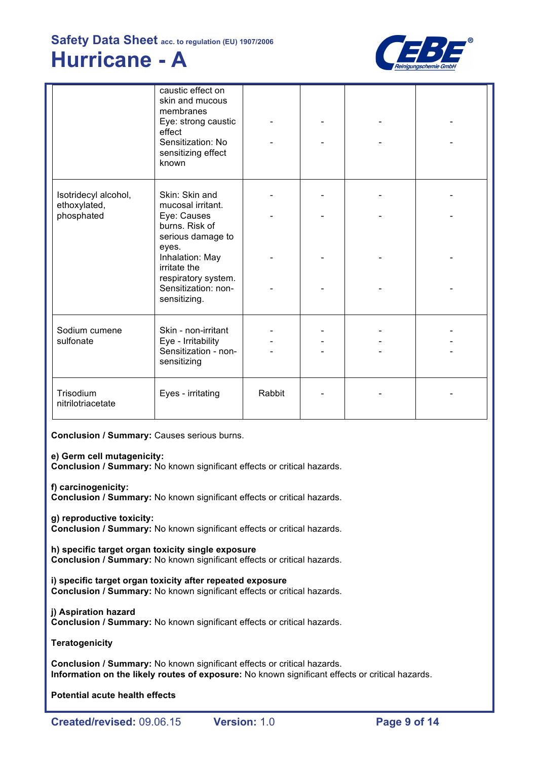| | | | | | |
|---|---|---|---|---|---|
| | caustic effect on skin and mucous membranes<br>Eye: strong caustic effect<br>Sensitization: No sensitizing effect known | -<br>- | -<br>- | -<br>- | -<br>- |
| Isotridecyl alcohol, ethoxylated, phosphated | Skin: Skin and mucosal irritant.<br>Eye: Causes burns. Risk of serious damage to eyes.<br>Inhalation: May irritate the respiratory system.<br>Sensitization: non-sensitizing. | -<br>-<br>-<br>- | -<br>-<br>-<br>- | -<br>-<br>-<br>- | -<br>-<br>-<br>- |
| Sodium cumene sulfonate | Skin - non-irritant<br>Eye - Irritability<br>Sensitization - non-sensitizing | -<br>-<br>- | -<br>-<br>- | -<br>-<br>- | -<br>-<br>- |
| Trisodium nitrilotriacetate | Eyes - irritating | Rabbit | - | - | - |

**Conclusion / Summary:** Causes serious burns.

**e) Germ cell mutagenicity:**
**Conclusion / Summary:** No known significant effects or critical hazards.

**f) carcinogenicity:**
**Conclusion / Summary:** No known significant effects or critical hazards.

**g) reproductive toxicity:**
**Conclusion / Summary:** No known significant effects or critical hazards.

**h) specific target organ toxicity single exposure**
**Conclusion / Summary:** No known significant effects or critical hazards.

**i) specific target organ toxicity after repeated exposure**
**Conclusion / Summary:** No known significant effects or critical hazards.

**j) Aspiration hazard**
**Conclusion / Summary:** No known significant effects or critical hazards.

**Teratogenicity**

**Conclusion / Summary:** No known significant effects or critical hazards.
**Information on the likely routes of exposure:** No known significant effects or critical hazards.

**Potential acute health effects**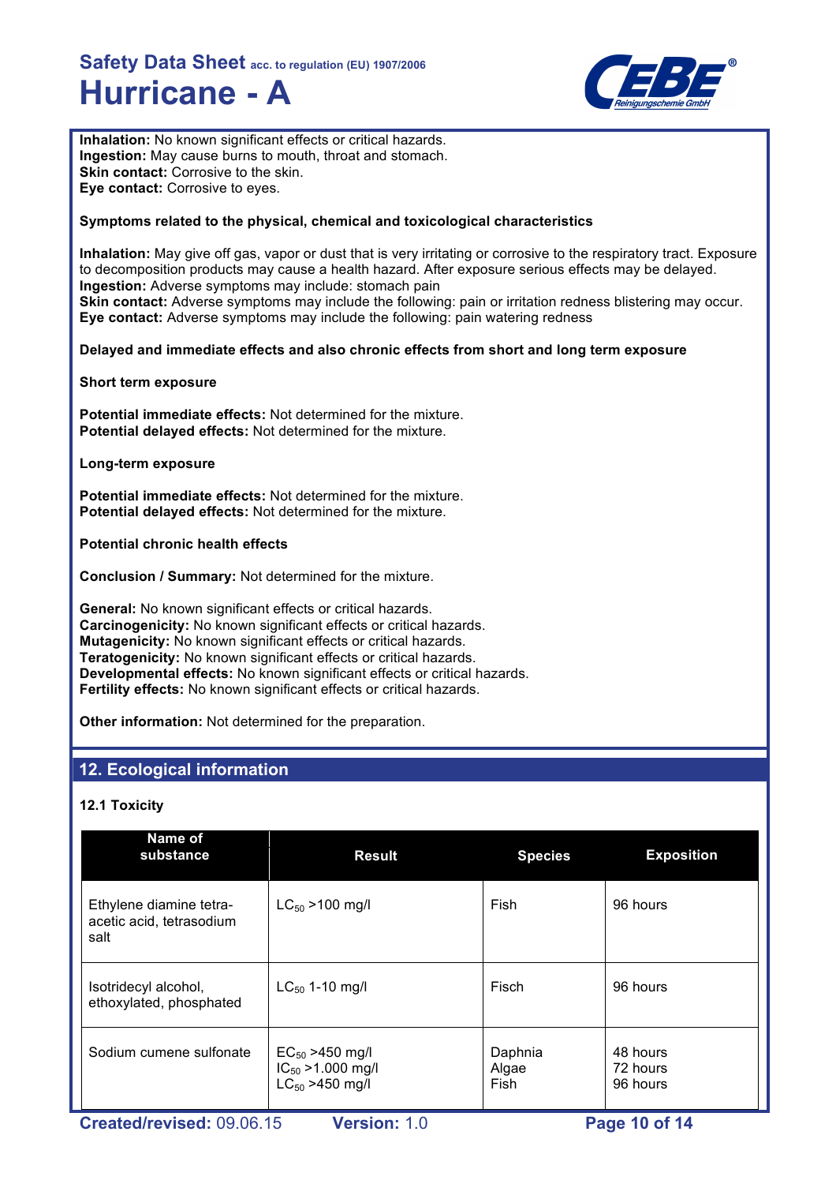**Inhalation:** No known significant effects or critical hazards.
**Ingestion:** May cause burns to mouth, throat and stomach.
**Skin contact:** Corrosive to the skin.
**Eye contact:** Corrosive to eyes.

**Symptoms related to the physical, chemical and toxicological characteristics**

**Inhalation:** May give off gas, vapor or dust that is very irritating or corrosive to the respiratory tract. Exposure to decomposition products may cause a health hazard. After exposure serious effects may be delayed.
**Ingestion:** Adverse symptoms may include: stomach pain
**Skin contact:** Adverse symptoms may include the following: pain or irritation redness blistering may occur.
**Eye contact:** Adverse symptoms may include the following: pain watering redness

**Delayed and immediate effects and also chronic effects from short and long term exposure**

**Short term exposure**

**Potential immediate effects:** Not determined for the mixture.
**Potential delayed effects:** Not determined for the mixture.

**Long-term exposure**

**Potential immediate effects:** Not determined for the mixture.
**Potential delayed effects:** Not determined for the mixture.

**Potential chronic health effects**

**Conclusion / Summary:** Not determined for the mixture.

**General:** No known significant effects or critical hazards.
**Carcinogenicity:** No known significant effects or critical hazards.
**Mutagenicity:** No known significant effects or critical hazards.
**Teratogenicity:** No known significant effects or critical hazards.
**Developmental effects:** No known significant effects or critical hazards.
**Fertility effects:** No known significant effects or critical hazards.

**Other information:** Not determined for the preparation.

## 12. Ecological information

### 12.1 Toxicity

| Name of substance | Result | Species | Exposition |
|---|---|---|---|
| Ethylene diamine tetra-acetic acid, tetrasodium salt | $LC_{50}$ >100 mg/l | Fish | 96 hours |
| Isotridecyl alcohol, ethoxylated, phosphated | $LC_{50}$ 1-10 mg/l | Fisch | 96 hours |
| Sodium cumene sulfonate | $EC_{50}$ >450 mg/l<br>$IC_{50}$ >1.000 mg/l<br>$LC_{50}$ >450 mg/l | Daphnia<br>Algae<br>Fish | 48 hours<br>72 hours<br>96 hours |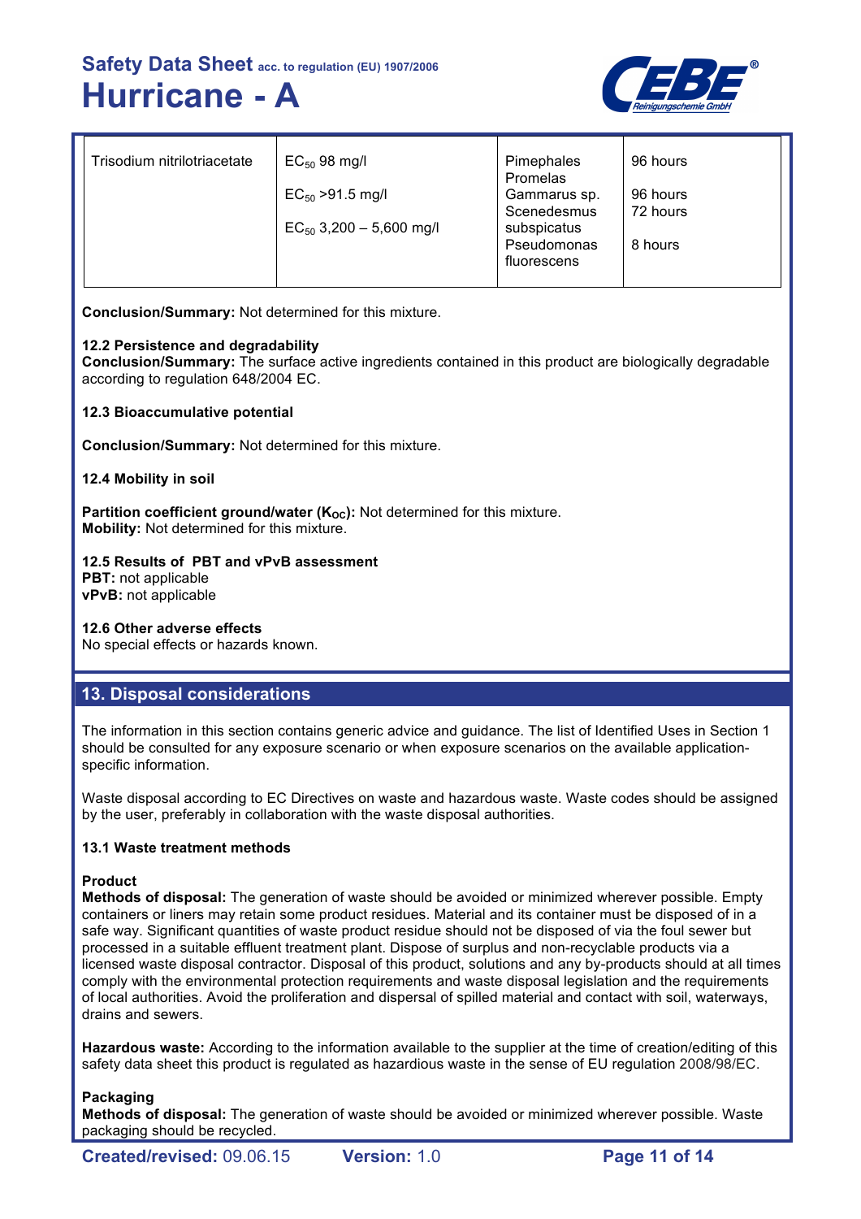| | | | |
|---|---|---|---|
| Trisodium nitrilotriacetate | $EC_{50}$ 98 mg/l<br>$EC_{50}$ >91.5 mg/l<br>$EC_{50}$ 3,200 – 5,600 mg/l | Pimephales Promelas<br>Gammarus sp.<br>Scenedesmus subspicatus<br>Pseudomonas fluorescens | 96 hours<br>96 hours<br>72 hours<br>8 hours |

**Conclusion/Summary:** Not determined for this mixture.

**12.2 Persistence and degradability**
**Conclusion/Summary:** The surface active ingredients contained in this product are biologically degradable according to regulation 648/2004 EC.

**12.3 Bioaccumulative potential**

**Conclusion/Summary:** Not determined for this mixture.

**12.4 Mobility in soil**

**Partition coefficient ground/water ($K_{OC}$):** Not determined for this mixture.
**Mobility:** Not determined for this mixture.

**12.5 Results of PBT and vPvB assessment**
**PBT:** not applicable
**vPvB:** not applicable

**12.6 Other adverse effects**
No special effects or hazards known.

## 13. Disposal considerations

The information in this section contains generic advice and guidance. The list of Identified Uses in Section 1 should be consulted for any exposure scenario or when exposure scenarios on the available application-specific information.

Waste disposal according to EC Directives on waste and hazardous waste. Waste codes should be assigned by the user, preferably in collaboration with the waste disposal authorities.

**13.1 Waste treatment methods**

**Product**
**Methods of disposal:** The generation of waste should be avoided or minimized wherever possible. Empty containers or liners may retain some product residues. Material and its container must be disposed of in a safe way. Significant quantities of waste product residue should not be disposed of via the foul sewer but processed in a suitable effluent treatment plant. Dispose of surplus and non-recyclable products via a licensed waste disposal contractor. Disposal of this product, solutions and any by-products should at all times comply with the environmental protection requirements and waste disposal legislation and the requirements of local authorities. Avoid the proliferation and dispersal of spilled material and contact with soil, waterways, drains and sewers.

**Hazardous waste:** According to the information available to the supplier at the time of creation/editing of this safety data sheet this product is regulated as hazardious waste in the sense of EU regulation 2008/98/EC.

**Packaging**
**Methods of disposal:** The generation of waste should be avoided or minimized wherever possible. Waste packaging should be recycled.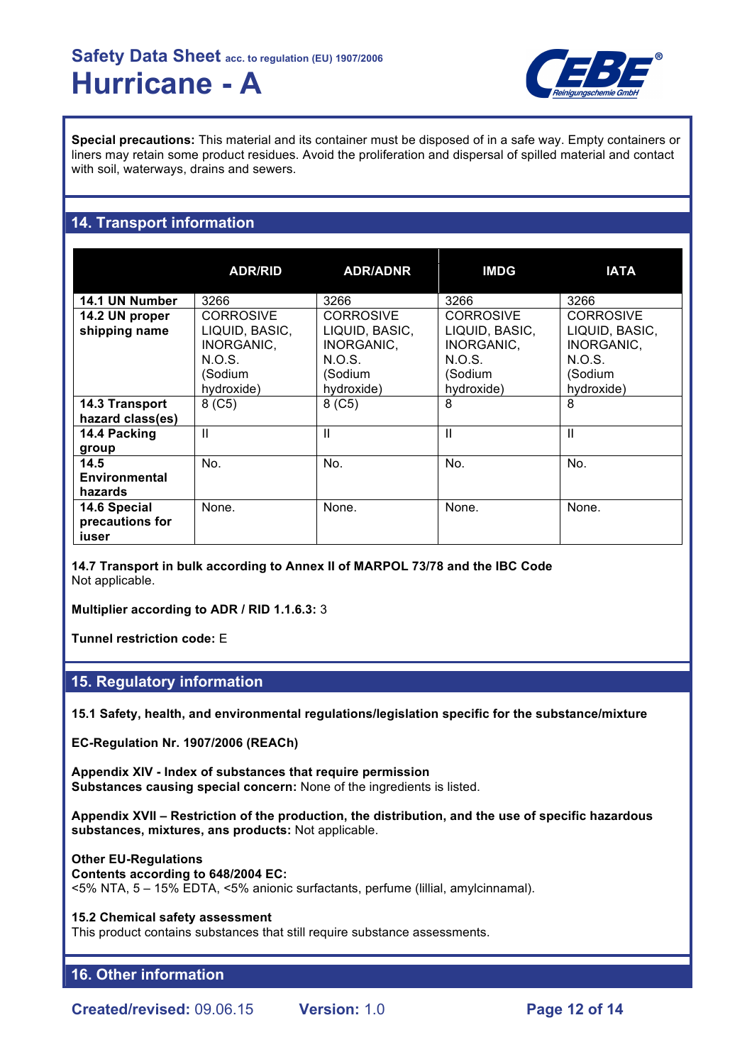**Special precautions:** This material and its container must be disposed of in a safe way. Empty containers or liners may retain some product residues. Avoid the proliferation and dispersal of spilled material and contact with soil, waterways, drains and sewers.

## 14. Transport information

| | ADR/RID | ADR/ADNR | IMDG | IATA |
|---|---|---|---|---|
| **14.1 UN Number** | 3266 | 3266 | 3266 | 3266 |
| **14.2 UN proper shipping name** | CORROSIVE LIQUID, BASIC, INORGANIC, N.O.S. (Sodium hydroxide) | CORROSIVE LIQUID, BASIC, INORGANIC, N.O.S. (Sodium hydroxide) | CORROSIVE LIQUID, BASIC, INORGANIC, N.O.S. (Sodium hydroxide) | CORROSIVE LIQUID, BASIC, INORGANIC, N.O.S. (Sodium hydroxide) |
| **14.3 Transport hazard class(es)** | 8 (C5) | 8 (C5) | 8 | 8 |
| **14.4 Packing group** | II | II | II | II |
| **14.5 Environmental hazards** | No. | No. | No. | No. |
| **14.6 Special precautions for iuser** | None. | None. | None. | None. |

**14.7 Transport in bulk according to Annex II of MARPOL 73/78 and the IBC Code**
Not applicable.

**Multiplier according to ADR / RID 1.1.6.3:** 3

**Tunnel restriction code:** E

## 15. Regulatory information

**15.1 Safety, health, and environmental regulations/legislation specific for the substance/mixture**

**EC-Regulation Nr. 1907/2006 (REACh)**

**Appendix XIV - Index of substances that require permission**
**Substances causing special concern:** None of the ingredients is listed.

**Appendix XVII – Restriction of the production, the distribution, and the use of specific hazardous substances, mixtures, ans products:** Not applicable.

**Other EU-Regulations**
**Contents according to 648/2004 EC:**
<5% NTA, 5 – 15% EDTA, <5% anionic surfactants, perfume (lillial, amylcinnamal).

**15.2 Chemical safety assessment**
This product contains substances that still require substance assessments.

## 16. Other information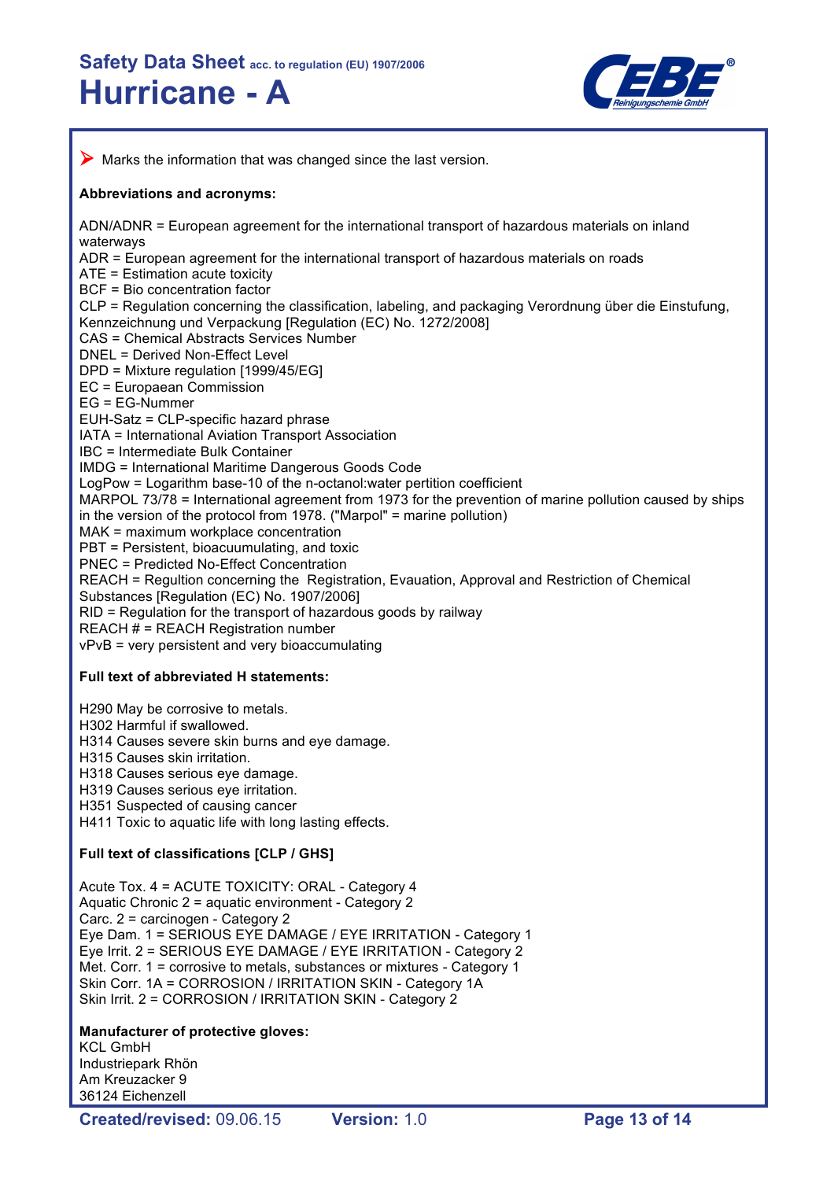➢ Marks the information that was changed since the last version.

**Abbreviations and acronyms:**

ADN/ADNR = European agreement for the international transport of hazardous materials on inland waterways
ADR = European agreement for the international transport of hazardous materials on roads
ATE = Estimation acute toxicity
BCF = Bio concentration factor
CLP = Regulation concerning the classification, labeling, and packaging Verordnung über die Einstufung, Kennzeichnung und Verpackung [Regulation (EC) No. 1272/2008]
CAS = Chemical Abstracts Services Number
DNEL = Derived Non-Effect Level
DPD = Mixture regulation [1999/45/EG]
EC = Europaean Commission
EG = EG-Nummer
EUH-Satz = CLP-specific hazard phrase
IATA = International Aviation Transport Association
IBC = Intermediate Bulk Container
IMDG = International Maritime Dangerous Goods Code
LogPow = Logarithm base-10 of the n-octanol:water pertition coefficient
MARPOL 73/78 = International agreement from 1973 for the prevention of marine pollution caused by ships in the version of the protocol from 1978. ("Marpol" = marine pollution)
MAK = maximum workplace concentration
PBT = Persistent, bioacuumulating, and toxic
PNEC = Predicted No-Effect Concentration
REACH = Regultion concerning the Registration, Evauation, Approval and Restriction of Chemical Substances [Regulation (EC) No. 1907/2006]
RID = Regulation for the transport of hazardous goods by railway
REACH # = REACH Registration number
vPvB = very persistent and very bioaccumulating

**Full text of abbreviated H statements:**

H290 May be corrosive to metals.
H302 Harmful if swallowed.
H314 Causes severe skin burns and eye damage.
H315 Causes skin irritation.
H318 Causes serious eye damage.
H319 Causes serious eye irritation.
H351 Suspected of causing cancer
H411 Toxic to aquatic life with long lasting effects.

**Full text of classifications [CLP / GHS]**

Acute Tox. 4 = ACUTE TOXICITY: ORAL - Category 4
Aquatic Chronic 2 = aquatic environment - Category 2
Carc. 2 = carcinogen - Category 2
Eye Dam. 1 = SERIOUS EYE DAMAGE / EYE IRRITATION - Category 1
Eye Irrit. 2 = SERIOUS EYE DAMAGE / EYE IRRITATION - Category 2
Met. Corr. 1 = corrosive to metals, substances or mixtures - Category 1
Skin Corr. 1A = CORROSION / IRRITATION SKIN - Category 1A
Skin Irrit. 2 = CORROSION / IRRITATION SKIN - Category 2

**Manufacturer of protective gloves:**
KCL GmbH
Industriepark Rhön
Am Kreuzacker 9
36124 Eichenzell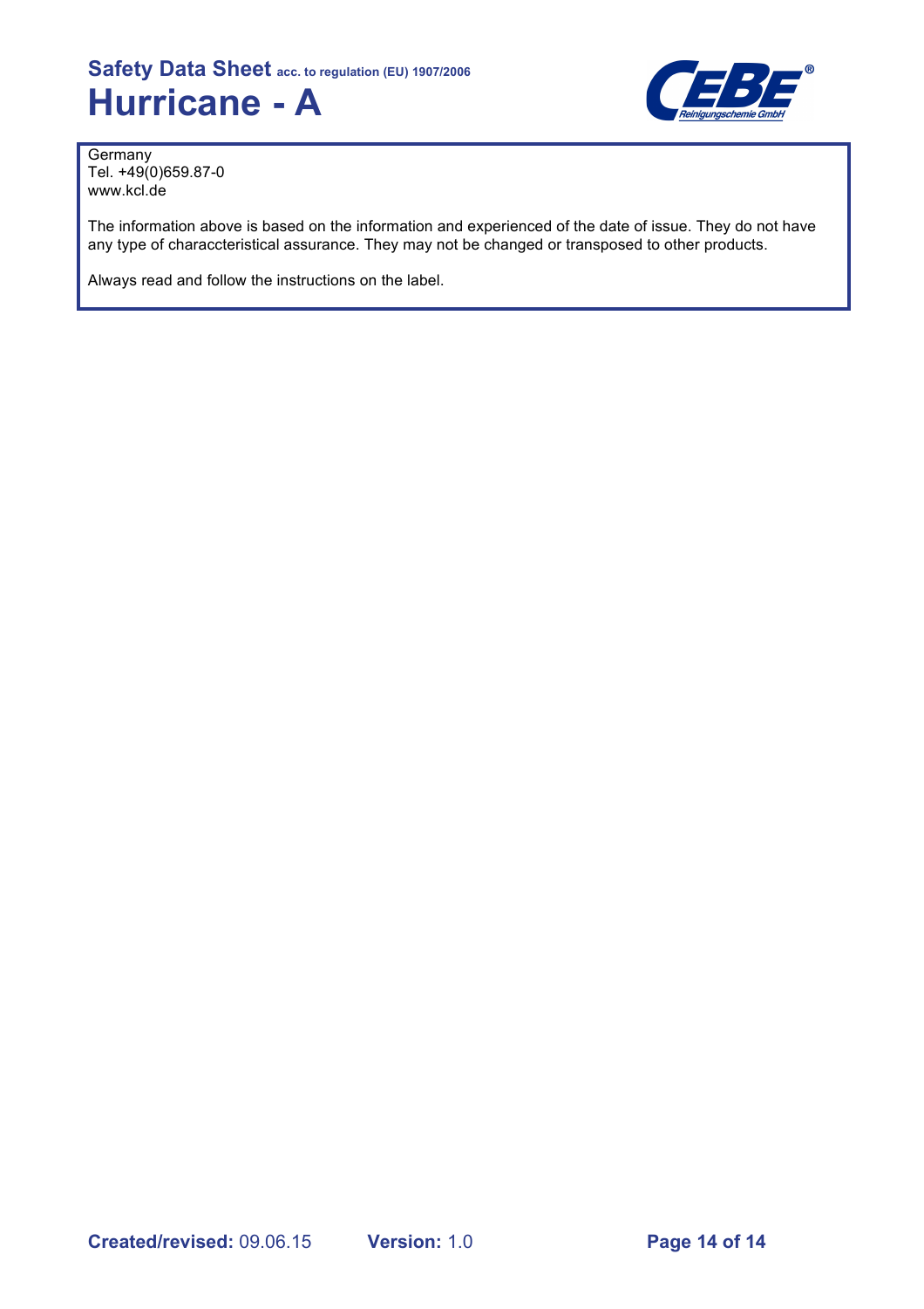Germany
Tel. +49(0)659.87-0
www.kcl.de

The information above is based on the information and experienced of the date of issue. They do not have any type of characcteristical assurance. They may not be changed or transposed to other products.

Always read and follow the instructions on the label.